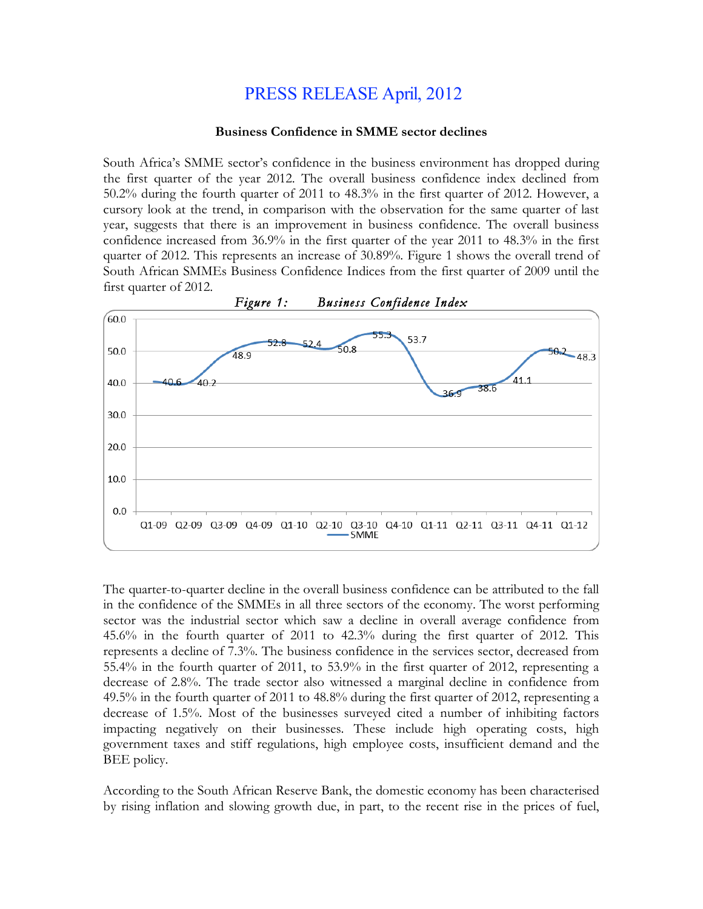# PRESS RELEASE April, 2012

**Business Confidence in SMME sector declines**

South Africa's SMME sector's confidence in the business environment has dropped during the first quarter of the year 2012. The overall business confidence index declined from 50.2% during the fourth quarter of 2011 to 48.3% in the first quarter of 2012. However, a cursory look at the trend, in comparison with the observation for the same quarter of last year, suggests that there is an improvement in business confidence. The overall business confidence increased from 36.9% in the first quarter of the year 2011 to 48.3% in the first quarter of 2012. This represents an increase of 30.89%. Figure 1 shows the overall trend of South African SMMEs Business Confidence Indices from the first quarter of 2009 until the first quarter of 2012.

*Figure 1: Business Confidence Index*

| Quarter | SMME |
|---|---|
| Q1-09 | 40.6 |
| Q2-09 | 40.2 |
| Q3-09 | 48.9 |
| Q4-09 | 52.8 |
| Q1-10 | 52.4 |
| Q2-10 | 50.8 |
| Q3-10 | 55.3 |
| Q4-10 | 53.7 |
| Q1-11 | 36.9 |
| Q2-11 | 38.6 |
| Q3-11 | 41.1 |
| Q4-11 | 50.2 |
| Q1-12 | 48.3 |

The quarter-to-quarter decline in the overall business confidence can be attributed to the fall in the confidence of the SMMEs in all three sectors of the economy. The worst performing sector was the industrial sector which saw a decline in overall average confidence from 45.6% in the fourth quarter of 2011 to 42.3% during the first quarter of 2012. This represents a decline of 7.3%. The business confidence in the services sector, decreased from 55.4% in the fourth quarter of 2011, to 53.9% in the first quarter of 2012, representing a decrease of 2.8%. The trade sector also witnessed a marginal decline in confidence from 49.5% in the fourth quarter of 2011 to 48.8% during the first quarter of 2012, representing a decrease of 1.5%. Most of the businesses surveyed cited a number of inhibiting factors impacting negatively on their businesses. These include high operating costs, high government taxes and stiff regulations, high employee costs, insufficient demand and the BEE policy.

According to the South African Reserve Bank, the domestic economy has been characterised by rising inflation and slowing growth due, in part, to the recent rise in the prices of fuel,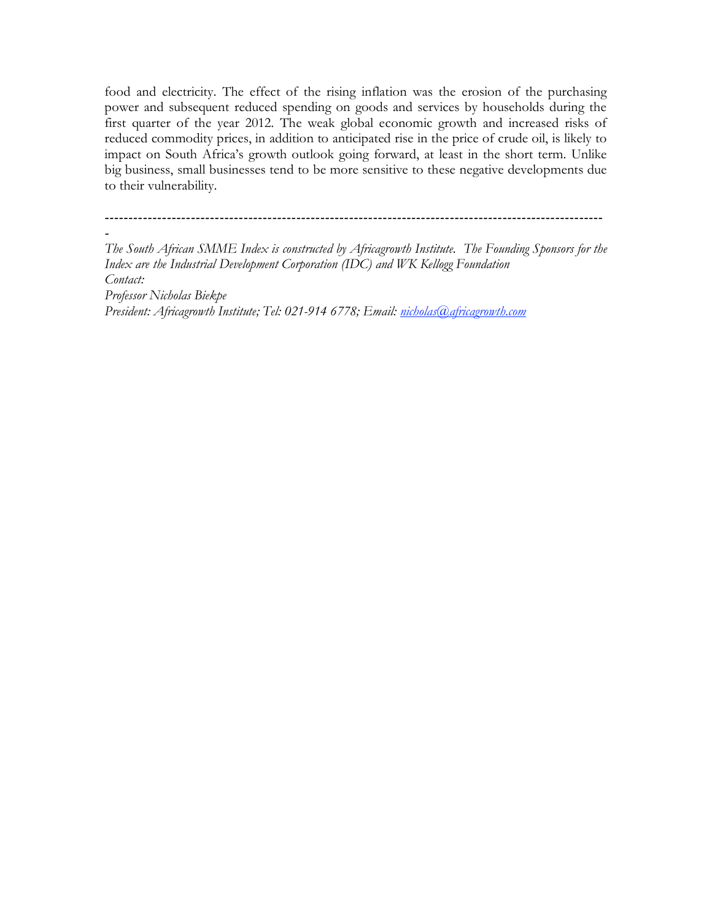food and electricity. The effect of the rising inflation was the erosion of the purchasing power and subsequent reduced spending on goods and services by households during the first quarter of the year 2012. The weak global economic growth and increased risks of reduced commodity prices, in addition to anticipated rise in the price of crude oil, is likely to impact on South Africa's growth outlook going forward, at least in the short term. Unlike big business, small businesses tend to be more sensitive to these negative developments due to their vulnerability.

---

*The South African SMME Index is constructed by Africagrowth Institute. The Founding Sponsors for the Index are the Industrial Development Corporation (IDC) and WK Kellogg Foundation*

*Contact:*

*Professor Nicholas Biekpe*

*President: Africagrowth Institute; Tel: 021-914 6778; Email: nicholas@africagrowth.com*